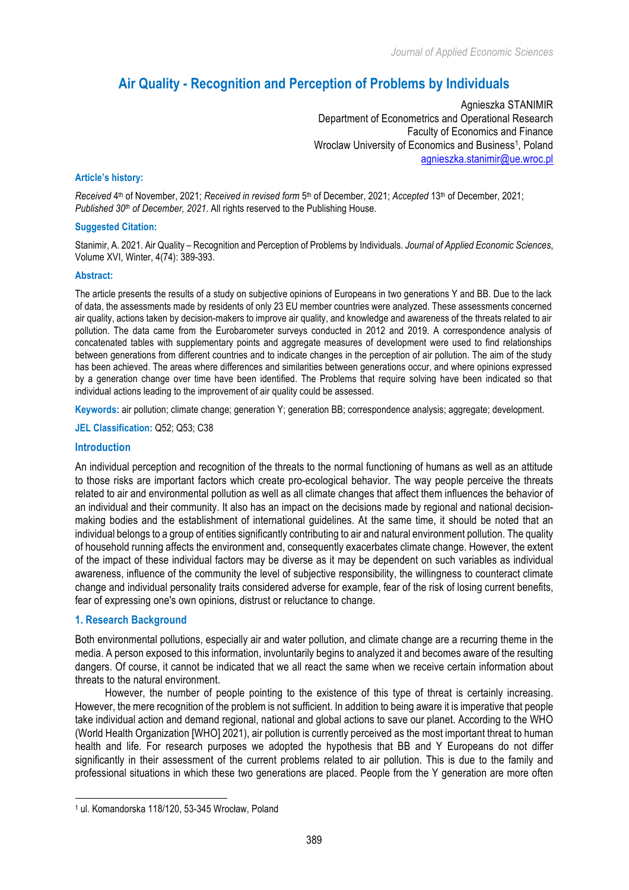# Air Quality - Recognition and Perception of Problems by Individuals

Agnieszka STANIMIR
Department of Econometrics and Operational Research
Faculty of Economics and Finance
Wroclaw University of Economics and Business[1], Poland
agnieszka.stanimir@ue.wroc.pl

**Article's history:**

*Received* 4th of November, 2021; *Received in revised form* 5th of December, 2021; *Accepted* 13th of December, 2021; *Published 30th of December, 2021*. All rights reserved to the Publishing House.

**Suggested Citation:**

Stanimir, A. 2021. Air Quality – Recognition and Perception of Problems by Individuals. *Journal of Applied Economic Sciences*, Volume XVI, Winter, 4(74): 389-393.

**Abstract:**

The article presents the results of a study on subjective opinions of Europeans in two generations Y and BB. Due to the lack of data, the assessments made by residents of only 23 EU member countries were analyzed. These assessments concerned air quality, actions taken by decision-makers to improve air quality, and knowledge and awareness of the threats related to air pollution. The data came from the Eurobarometer surveys conducted in 2012 and 2019. A correspondence analysis of concatenated tables with supplementary points and aggregate measures of development were used to find relationships between generations from different countries and to indicate changes in the perception of air pollution. The aim of the study has been achieved. The areas where differences and similarities between generations occur, and where opinions expressed by a generation change over time have been identified. The Problems that require solving have been indicated so that individual actions leading to the improvement of air quality could be assessed.

**Keywords:** air pollution; climate change; generation Y; generation BB; correspondence analysis; aggregate; development.

**JEL Classification:** Q52; Q53; C38

## Introduction

An individual perception and recognition of the threats to the normal functioning of humans as well as an attitude to those risks are important factors which create pro-ecological behavior. The way people perceive the threats related to air and environmental pollution as well as all climate changes that affect them influences the behavior of an individual and their community. It also has an impact on the decisions made by regional and national decision-making bodies and the establishment of international guidelines. At the same time, it should be noted that an individual belongs to a group of entities significantly contributing to air and natural environment pollution. The quality of household running affects the environment and, consequently exacerbates climate change. However, the extent of the impact of these individual factors may be diverse as it may be dependent on such variables as individual awareness, influence of the community the level of subjective responsibility, the willingness to counteract climate change and individual personality traits considered adverse for example, fear of the risk of losing current benefits, fear of expressing one's own opinions, distrust or reluctance to change.

## 1. Research Background

Both environmental pollutions, especially air and water pollution, and climate change are a recurring theme in the media. A person exposed to this information, involuntarily begins to analyzed it and becomes aware of the resulting dangers. Of course, it cannot be indicated that we all react the same when we receive certain information about threats to the natural environment.

However, the number of people pointing to the existence of this type of threat is certainly increasing. However, the mere recognition of the problem is not sufficient. In addition to being aware it is imperative that people take individual action and demand regional, national and global actions to save our planet. According to the WHO (World Health Organization [WHO] 2021), air pollution is currently perceived as the most important threat to human health and life. For research purposes we adopted the hypothesis that BB and Y Europeans do not differ significantly in their assessment of the current problems related to air pollution. This is due to the family and professional situations in which these two generations are placed. People from the Y generation are more often

[1] ul. Komandorska 118/120, 53-345 Wrocław, Poland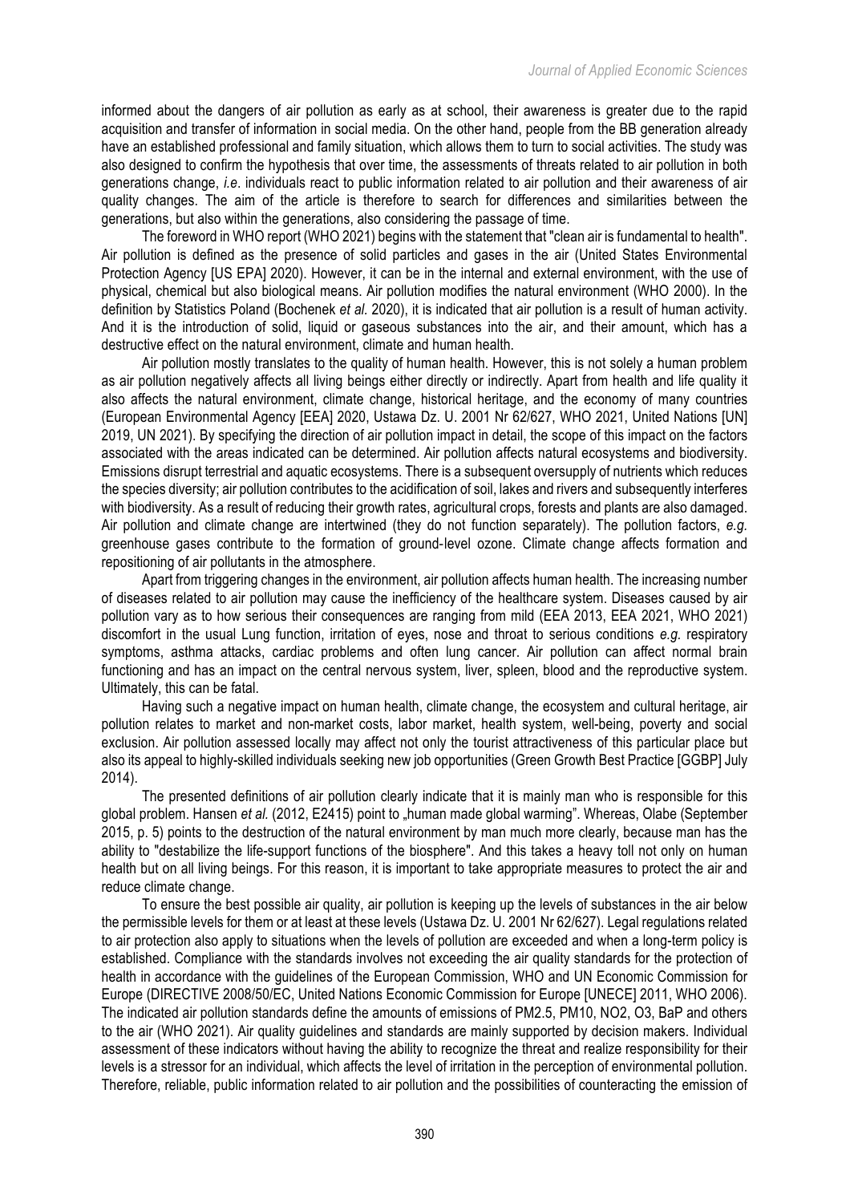informed about the dangers of air pollution as early as at school, their awareness is greater due to the rapid acquisition and transfer of information in social media. On the other hand, people from the BB generation already have an established professional and family situation, which allows them to turn to social activities. The study was also designed to confirm the hypothesis that over time, the assessments of threats related to air pollution in both generations change, *i.e.* individuals react to public information related to air pollution and their awareness of air quality changes. The aim of the article is therefore to search for differences and similarities between the generations, but also within the generations, also considering the passage of time.

The foreword in WHO report (WHO 2021) begins with the statement that "clean air is fundamental to health". Air pollution is defined as the presence of solid particles and gases in the air (United States Environmental Protection Agency [US EPA] 2020). However, it can be in the internal and external environment, with the use of physical, chemical but also biological means. Air pollution modifies the natural environment (WHO 2000). In the definition by Statistics Poland (Bochenek *et al.* 2020), it is indicated that air pollution is a result of human activity. And it is the introduction of solid, liquid or gaseous substances into the air, and their amount, which has a destructive effect on the natural environment, climate and human health.

Air pollution mostly translates to the quality of human health. However, this is not solely a human problem as air pollution negatively affects all living beings either directly or indirectly. Apart from health and life quality it also affects the natural environment, climate change, historical heritage, and the economy of many countries (European Environmental Agency [EEA] 2020, Ustawa Dz. U. 2001 Nr 62/627, WHO 2021, United Nations [UN] 2019, UN 2021). By specifying the direction of air pollution impact in detail, the scope of this impact on the factors associated with the areas indicated can be determined. Air pollution affects natural ecosystems and biodiversity. Emissions disrupt terrestrial and aquatic ecosystems. There is a subsequent oversupply of nutrients which reduces the species diversity; air pollution contributes to the acidification of soil, lakes and rivers and subsequently interferes with biodiversity. As a result of reducing their growth rates, agricultural crops, forests and plants are also damaged. Air pollution and climate change are intertwined (they do not function separately). The pollution factors, *e.g.* greenhouse gases contribute to the formation of ground-level ozone. Climate change affects formation and repositioning of air pollutants in the atmosphere.

Apart from triggering changes in the environment, air pollution affects human health. The increasing number of diseases related to air pollution may cause the inefficiency of the healthcare system. Diseases caused by air pollution vary as to how serious their consequences are ranging from mild (EEA 2013, EEA 2021, WHO 2021) discomfort in the usual Lung function, irritation of eyes, nose and throat to serious conditions *e.g.* respiratory symptoms, asthma attacks, cardiac problems and often lung cancer. Air pollution can affect normal brain functioning and has an impact on the central nervous system, liver, spleen, blood and the reproductive system. Ultimately, this can be fatal.

Having such a negative impact on human health, climate change, the ecosystem and cultural heritage, air pollution relates to market and non-market costs, labor market, health system, well-being, poverty and social exclusion. Air pollution assessed locally may affect not only the tourist attractiveness of this particular place but also its appeal to highly-skilled individuals seeking new job opportunities (Green Growth Best Practice [GGBP] July 2014).

The presented definitions of air pollution clearly indicate that it is mainly man who is responsible for this global problem. Hansen *et al.* (2012, E2415) point to „human made global warming". Whereas, Olabe (September 2015, p. 5) points to the destruction of the natural environment by man much more clearly, because man has the ability to "destabilize the life-support functions of the biosphere". And this takes a heavy toll not only on human health but on all living beings. For this reason, it is important to take appropriate measures to protect the air and reduce climate change.

To ensure the best possible air quality, air pollution is keeping up the levels of substances in the air below the permissible levels for them or at least at these levels (Ustawa Dz. U. 2001 Nr 62/627). Legal regulations related to air protection also apply to situations when the levels of pollution are exceeded and when a long-term policy is established. Compliance with the standards involves not exceeding the air quality standards for the protection of health in accordance with the guidelines of the European Commission, WHO and UN Economic Commission for Europe (DIRECTIVE 2008/50/EC, United Nations Economic Commission for Europe [UNECE] 2011, WHO 2006). The indicated air pollution standards define the amounts of emissions of PM2.5, PM10, NO2, O3, BaP and others to the air (WHO 2021). Air quality guidelines and standards are mainly supported by decision makers. Individual assessment of these indicators without having the ability to recognize the threat and realize responsibility for their levels is a stressor for an individual, which affects the level of irritation in the perception of environmental pollution. Therefore, reliable, public information related to air pollution and the possibilities of counteracting the emission of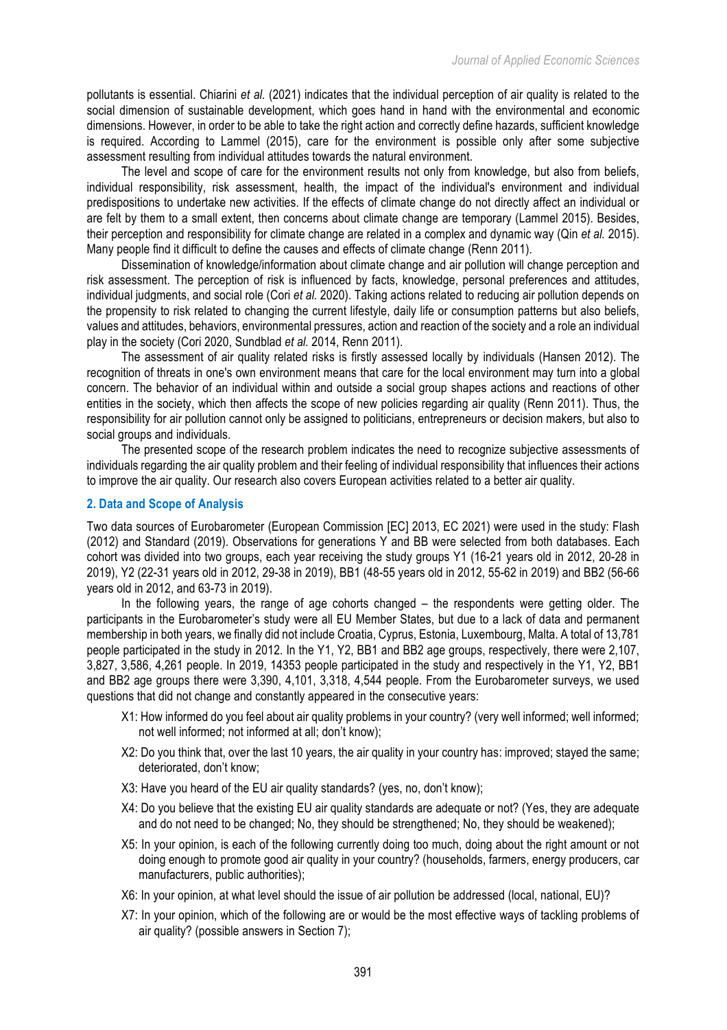pollutants is essential. Chiarini *et al.* (2021) indicates that the individual perception of air quality is related to the social dimension of sustainable development, which goes hand in hand with the environmental and economic dimensions. However, in order to be able to take the right action and correctly define hazards, sufficient knowledge is required. According to Lammel (2015), care for the environment is possible only after some subjective assessment resulting from individual attitudes towards the natural environment.

The level and scope of care for the environment results not only from knowledge, but also from beliefs, individual responsibility, risk assessment, health, the impact of the individual's environment and individual predispositions to undertake new activities. If the effects of climate change do not directly affect an individual or are felt by them to a small extent, then concerns about climate change are temporary (Lammel 2015). Besides, their perception and responsibility for climate change are related in a complex and dynamic way (Qin *et al.* 2015). Many people find it difficult to define the causes and effects of climate change (Renn 2011).

Dissemination of knowledge/information about climate change and air pollution will change perception and risk assessment. The perception of risk is influenced by facts, knowledge, personal preferences and attitudes, individual judgments, and social role (Cori *et al.* 2020). Taking actions related to reducing air pollution depends on the propensity to risk related to changing the current lifestyle, daily life or consumption patterns but also beliefs, values and attitudes, behaviors, environmental pressures, action and reaction of the society and a role an individual play in the society (Cori 2020, Sundblad *et al.* 2014, Renn 2011).

The assessment of air quality related risks is firstly assessed locally by individuals (Hansen 2012). The recognition of threats in one's own environment means that care for the local environment may turn into a global concern. The behavior of an individual within and outside a social group shapes actions and reactions of other entities in the society, which then affects the scope of new policies regarding air quality (Renn 2011). Thus, the responsibility for air pollution cannot only be assigned to politicians, entrepreneurs or decision makers, but also to social groups and individuals.

The presented scope of the research problem indicates the need to recognize subjective assessments of individuals regarding the air quality problem and their feeling of individual responsibility that influences their actions to improve the air quality. Our research also covers European activities related to a better air quality.

## 2. Data and Scope of Analysis

Two data sources of Eurobarometer (European Commission [EC] 2013, EC 2021) were used in the study: Flash (2012) and Standard (2019). Observations for generations Y and BB were selected from both databases. Each cohort was divided into two groups, each year receiving the study groups Y1 (16-21 years old in 2012, 20-28 in 2019), Y2 (22-31 years old in 2012, 29-38 in 2019), BB1 (48-55 years old in 2012, 55-62 in 2019) and BB2 (56-66 years old in 2012, and 63-73 in 2019).

In the following years, the range of age cohorts changed – the respondents were getting older. The participants in the Eurobarometer's study were all EU Member States, but due to a lack of data and permanent membership in both years, we finally did not include Croatia, Cyprus, Estonia, Luxembourg, Malta. A total of 13,781 people participated in the study in 2012. In the Y1, Y2, BB1 and BB2 age groups, respectively, there were 2,107, 3,827, 3,586, 4,261 people. In 2019, 14353 people participated in the study and respectively in the Y1, Y2, BB1 and BB2 age groups there were 3,390, 4,101, 3,318, 4,544 people. From the Eurobarometer surveys, we used questions that did not change and constantly appeared in the consecutive years:

- X1: How informed do you feel about air quality problems in your country? (very well informed; well informed; not well informed; not informed at all; don't know);
- X2: Do you think that, over the last 10 years, the air quality in your country has: improved; stayed the same; deteriorated, don't know;
- X3: Have you heard of the EU air quality standards? (yes, no, don't know);
- X4: Do you believe that the existing EU air quality standards are adequate or not? (Yes, they are adequate and do not need to be changed; No, they should be strengthened; No, they should be weakened);
- X5: In your opinion, is each of the following currently doing too much, doing about the right amount or not doing enough to promote good air quality in your country? (households, farmers, energy producers, car manufacturers, public authorities);
- X6: In your opinion, at what level should the issue of air pollution be addressed (local, national, EU)?
- X7: In your opinion, which of the following are or would be the most effective ways of tackling problems of air quality? (possible answers in Section 7);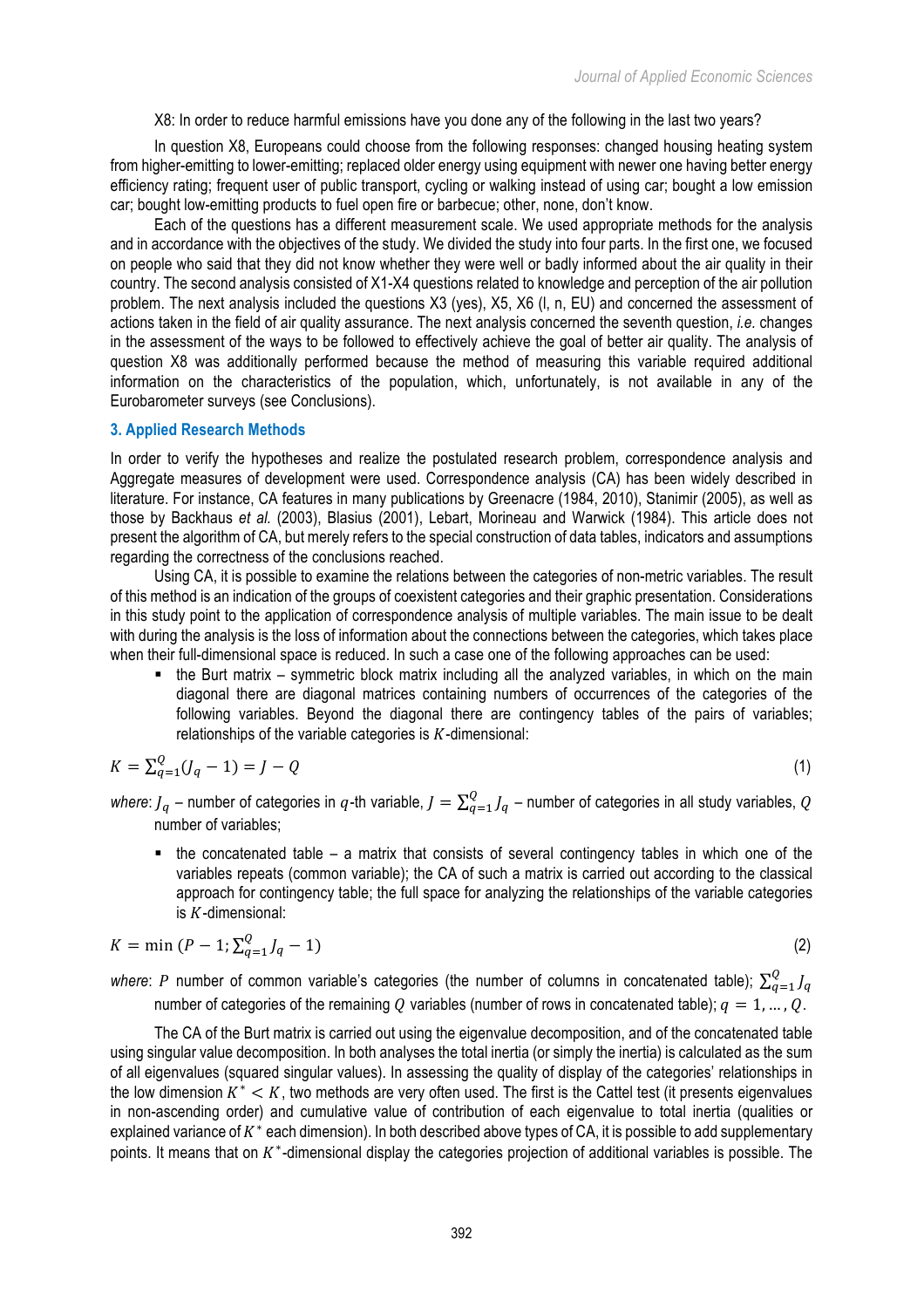X8: In order to reduce harmful emissions have you done any of the following in the last two years?

In question X8, Europeans could choose from the following responses: changed housing heating system from higher-emitting to lower-emitting; replaced older energy using equipment with newer one having better energy efficiency rating; frequent user of public transport, cycling or walking instead of using car; bought a low emission car; bought low-emitting products to fuel open fire or barbecue; other, none, don't know.

Each of the questions has a different measurement scale. We used appropriate methods for the analysis and in accordance with the objectives of the study. We divided the study into four parts. In the first one, we focused on people who said that they did not know whether they were well or badly informed about the air quality in their country. The second analysis consisted of X1-X4 questions related to knowledge and perception of the air pollution problem. The next analysis included the questions X3 (yes), X5, X6 (l, n, EU) and concerned the assessment of actions taken in the field of air quality assurance. The next analysis concerned the seventh question, *i.e.* changes in the assessment of the ways to be followed to effectively achieve the goal of better air quality. The analysis of question X8 was additionally performed because the method of measuring this variable required additional information on the characteristics of the population, which, unfortunately, is not available in any of the Eurobarometer surveys (see Conclusions).

## 3. Applied Research Methods

In order to verify the hypotheses and realize the postulated research problem, correspondence analysis and Aggregate measures of development were used. Correspondence analysis (CA) has been widely described in literature. For instance, CA features in many publications by Greenacre (1984, 2010), Stanimir (2005), as well as those by Backhaus *et al.* (2003), Blasius (2001), Lebart, Morineau and Warwick (1984). This article does not present the algorithm of CA, but merely refers to the special construction of data tables, indicators and assumptions regarding the correctness of the conclusions reached.

Using CA, it is possible to examine the relations between the categories of non-metric variables. The result of this method is an indication of the groups of coexistent categories and their graphic presentation. Considerations in this study point to the application of correspondence analysis of multiple variables. The main issue to be dealt with during the analysis is the loss of information about the connections between the categories, which takes place when their full-dimensional space is reduced. In such a case one of the following approaches can be used:

- the Burt matrix – symmetric block matrix including all the analyzed variables, in which on the main diagonal there are diagonal matrices containing numbers of occurrences of the categories of the following variables. Beyond the diagonal there are contingency tables of the pairs of variables; relationships of the variable categories is $K$-dimensional:

$$K = \sum_{q=1}^{Q}(J_q - 1) = J - Q \qquad (1)$$

*where*: $J_q$ – number of categories in $q$-th variable, $J = \sum_{q=1}^{Q} J_q$ – number of categories in all study variables, $Q$ number of variables;

- the concatenated table – a matrix that consists of several contingency tables in which one of the variables repeats (common variable); the CA of such a matrix is carried out according to the classical approach for contingency table; the full space for analyzing the relationships of the variable categories is $K$-dimensional:

$$K = \min\left(P - 1; \sum_{q=1}^{Q} J_q - 1\right) \qquad (2)$$

*where*: $P$ number of common variable's categories (the number of columns in concatenated table); $\sum_{q=1}^{Q} J_q$ number of categories of the remaining $Q$ variables (number of rows in concatenated table); $q = 1, \ldots, Q$.

The CA of the Burt matrix is carried out using the eigenvalue decomposition, and of the concatenated table using singular value decomposition. In both analyses the total inertia (or simply the inertia) is calculated as the sum of all eigenvalues (squared singular values). In assessing the quality of display of the categories' relationships in the low dimension $K^* < K$, two methods are very often used. The first is the Cattel test (it presents eigenvalues in non-ascending order) and cumulative value of contribution of each eigenvalue to total inertia (qualities or explained variance of $K^*$ each dimension). In both described above types of CA, it is possible to add supplementary points. It means that on $K^*$-dimensional display the categories projection of additional variables is possible. The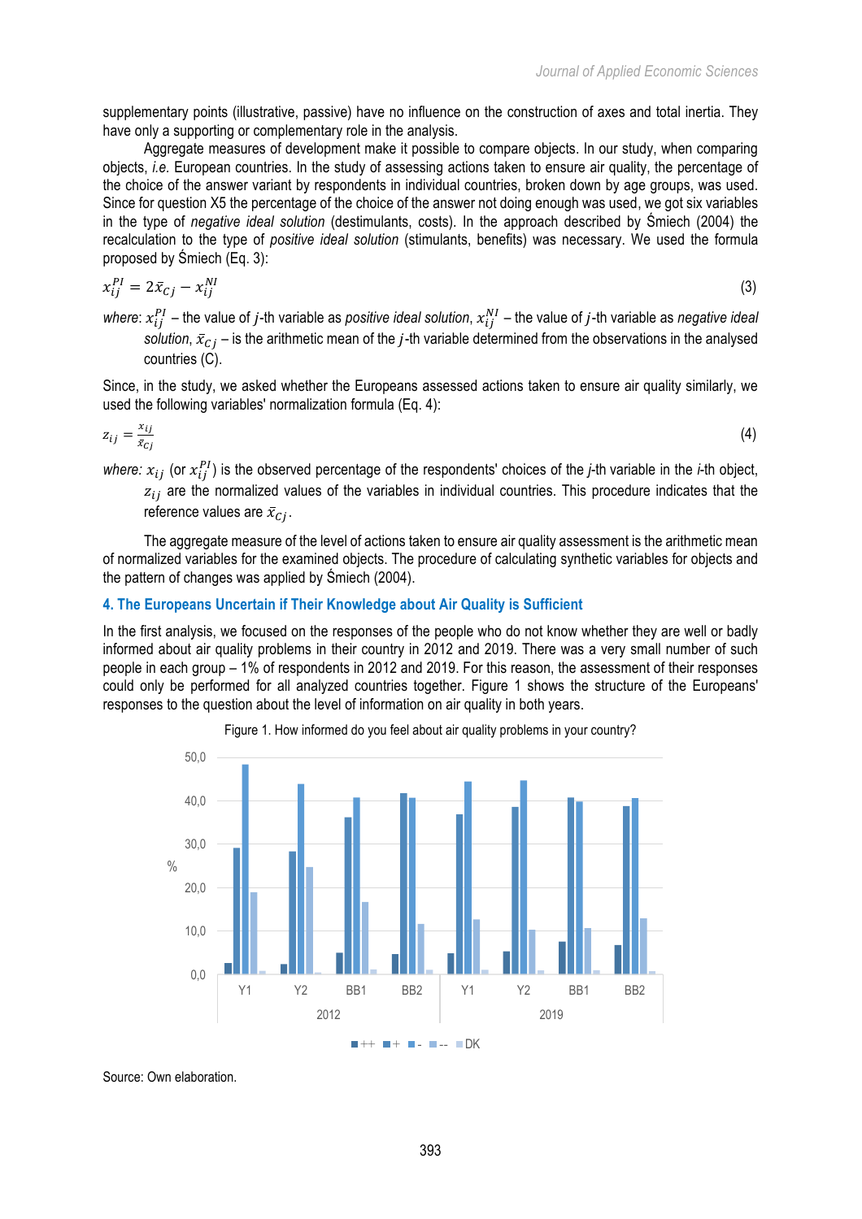supplementary points (illustrative, passive) have no influence on the construction of axes and total inertia. They have only a supporting or complementary role in the analysis.

Aggregate measures of development make it possible to compare objects. In our study, when comparing objects, *i.e.* European countries. In the study of assessing actions taken to ensure air quality, the percentage of the choice of the answer variant by respondents in individual countries, broken down by age groups, was used. Since for question X5 the percentage of the choice of the answer not doing enough was used, we got six variables in the type of *negative ideal solution* (destimulants, costs). In the approach described by Śmiech (2004) the recalculation to the type of *positive ideal solution* (stimulants, benefits) was necessary. We used the formula proposed by Śmiech (Eq. 3):

$$x_{ij}^{PI} = 2\bar{x}_{Cj} - x_{ij}^{NI} \tag{3}$$

where: $x_{ij}^{PI}$ – the value of $j$-th variable as *positive ideal solution*, $x_{ij}^{NI}$ – the value of $j$-th variable as *negative ideal solution*, $\bar{x}_{Cj}$ – is the arithmetic mean of the $j$-th variable determined from the observations in the analysed countries (C).

Since, in the study, we asked whether the Europeans assessed actions taken to ensure air quality similarly, we used the following variables' normalization formula (Eq. 4):

$$z_{ij} = \frac{x_{ij}}{\bar{x}_{Cj}} \tag{4}$$

where: $x_{ij}$ (or $x_{ij}^{PI}$) is the observed percentage of the respondents' choices of the *j*-th variable in the *i*-th object, $z_{ij}$ are the normalized values of the variables in individual countries. This procedure indicates that the reference values are $\bar{x}_{Cj}$.

The aggregate measure of the level of actions taken to ensure air quality assessment is the arithmetic mean of normalized variables for the examined objects. The procedure of calculating synthetic variables for objects and the pattern of changes was applied by Śmiech (2004).

## 4. The Europeans Uncertain if Their Knowledge about Air Quality is Sufficient

In the first analysis, we focused on the responses of the people who do not know whether they are well or badly informed about air quality problems in their country in 2012 and 2019. There was a very small number of such people in each group – 1% of respondents in 2012 and 2019. For this reason, the assessment of their responses could only be performed for all analyzed countries together. Figure 1 shows the structure of the Europeans' responses to the question about the level of information on air quality in both years.

Figure 1. How informed do you feel about air quality problems in your country?

Source: Own elaboration.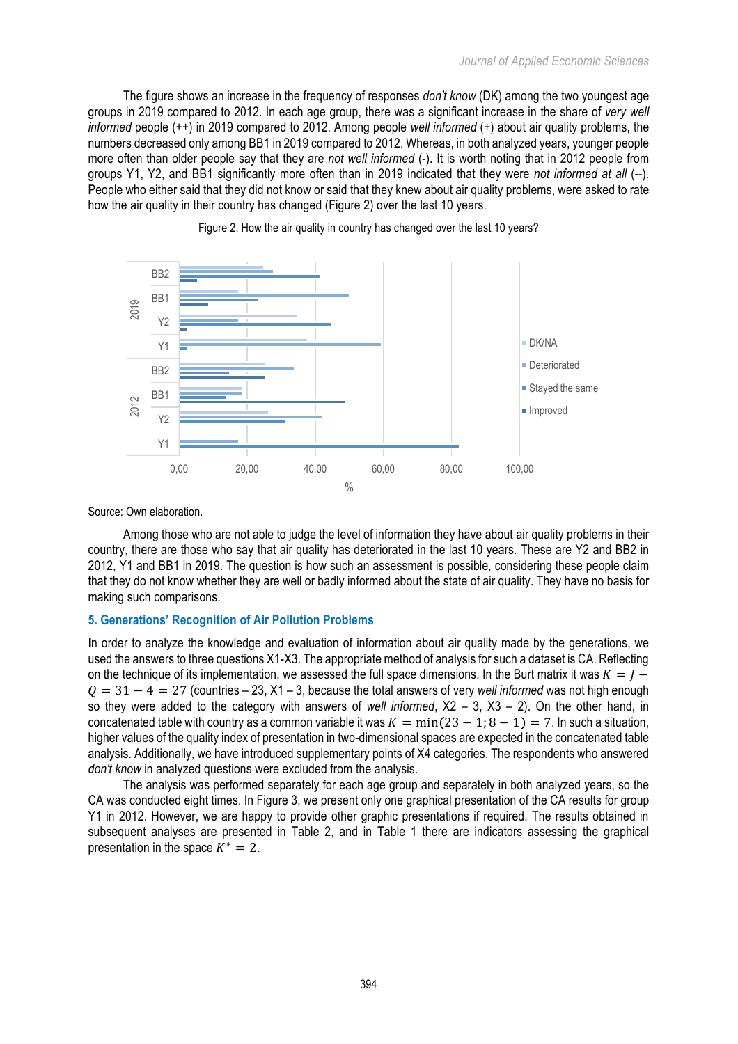The figure shows an increase in the frequency of responses *don't know* (DK) among the two youngest age groups in 2019 compared to 2012. In each age group, there was a significant increase in the share of *very well informed* people (++) in 2019 compared to 2012. Among people *well informed* (+) about air quality problems, the numbers decreased only among BB1 in 2019 compared to 2012. Whereas, in both analyzed years, younger people more often than older people say that they are *not well informed* (-). It is worth noting that in 2012 people from groups Y1, Y2, and BB1 significantly more often than in 2019 indicated that they were *not informed at all* (--). People who either said that they did not know or said that they knew about air quality problems, were asked to rate how the air quality in their country has changed (Figure 2) over the last 10 years.

Figure 2. How the air quality in country has changed over the last 10 years?

Source: Own elaboration.

Among those who are not able to judge the level of information they have about air quality problems in their country, there are those who say that air quality has deteriorated in the last 10 years. These are Y2 and BB2 in 2012, Y1 and BB1 in 2019. The question is how such an assessment is possible, considering these people claim that they do not know whether they are well or badly informed about the state of air quality. They have no basis for making such comparisons.

## 5. Generations' Recognition of Air Pollution Problems

In order to analyze the knowledge and evaluation of information about air quality made by the generations, we used the answers to three questions X1-X3. The appropriate method of analysis for such a dataset is CA. Reflecting on the technique of its implementation, we assessed the full space dimensions. In the Burt matrix it was $K = J - Q = 31 - 4 = 27$ (countries – 23, X1 – 3, because the total answers of very *well informed* was not high enough so they were added to the category with answers of *well informed*, X2 – 3, X3 – 2). On the other hand, in concatenated table with country as a common variable it was $K = \min(23 - 1; 8 - 1) = 7$. In such a situation, higher values of the quality index of presentation in two-dimensional spaces are expected in the concatenated table analysis. Additionally, we have introduced supplementary points of X4 categories. The respondents who answered *don't know* in analyzed questions were excluded from the analysis.

The analysis was performed separately for each age group and separately in both analyzed years, so the CA was conducted eight times. In Figure 3, we present only one graphical presentation of the CA results for group Y1 in 2012. However, we are happy to provide other graphic presentations if required. The results obtained in subsequent analyses are presented in Table 2, and in Table 1 there are indicators assessing the graphical presentation in the space $K^* = 2$.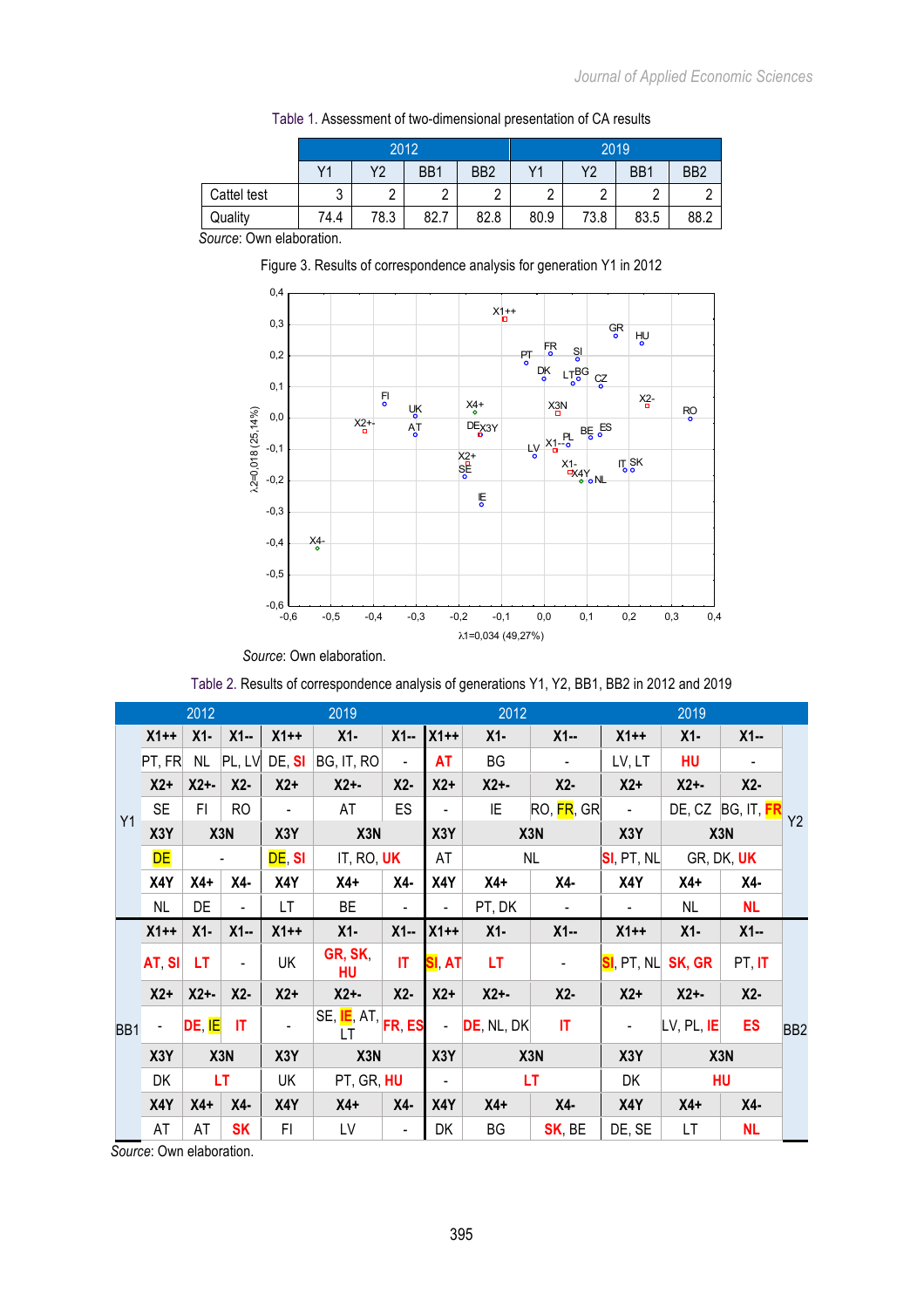Table 1. Assessment of two-dimensional presentation of CA results

| | 2012 | | | | 2019 | | | |
|---|---|---|---|---|---|---|---|---|
| | Y1 | Y2 | BB1 | BB2 | Y1 | Y2 | BB1 | BB2 |
| Cattel test | 3 | 2 | 2 | 2 | 2 | 2 | 2 | 2 |
| Quality | 74.4 | 78.3 | 82.7 | 82.8 | 80.9 | 73.8 | 83.5 | 88.2 |

*Source*: Own elaboration.

Figure 3. Results of correspondence analysis for generation Y1 in 2012

*Source*: Own elaboration.

Table 2. Results of correspondence analysis of generations Y1, Y2, BB1, BB2 in 2012 and 2019

| | 2012 | | | 2019 | | | 2012 | | | 2019 | | | |
|---|---|---|---|---|---|---|---|---|---|---|---|---|---|
| Y1 | X1++ | X1- | X1-- | X1++ | X1- | X1-- | X1++ | X1- | X1-- | X1++ | X1- | X1-- | Y2 |
| | PT, FR | NL | PL, LV | DE, SI | BG, IT, RO | - | AT | BG | - | LV, LT | HU | - | |
| | X2+ | X2+- | X2- | X2+ | X2+- | X2- | X2+ | X2+- | X2- | X2+ | X2+- | X2- | |
| | SE | FI | RO | - | AT | ES | - | IE | RO, FR, GR | - | DE, CZ | BG, IT, FR | |
| | X3Y | X3N | | X3Y | X3N | | X3Y | X3N | | X3Y | X3N | | |
| | DE | - | | DE, SI | IT, RO, UK | | AT | NL | | SI, PT, NL | GR, DK, UK | | |
| | X4Y | X4+ | X4- | X4Y | X4+ | X4- | X4Y | X4+ | X4- | X4Y | X4+ | X4- | |
| | NL | DE | - | LT | BE | - | - | PT, DK | - | - | NL | NL | |
| BB1 | X1++ | X1- | X1-- | X1++ | X1- | X1-- | X1++ | X1- | X1-- | X1++ | X1- | X1-- | BB2 |
| | AT, SI | LT | - | UK | GR, SK, HU | IT | SI, AT | LT | - | SI, PT, NL | SK, GR | PT, IT | |
| | X2+ | X2+- | X2- | X2+ | X2+- | X2- | X2+ | X2+- | X2- | X2+ | X2+- | X2- | |
| | - | DE, IE | IT | - | SE, IE, AT, LT | FR, ES | - | DE, NL, DK | IT | - | LV, PL, IE | ES | |
| | X3Y | X3N | | X3Y | X3N | | X3Y | X3N | | X3Y | X3N | | |
| | DK | LT | | UK | PT, GR, HU | | - | LT | | DK | HU | | |
| | X4Y | X4+ | X4- | X4Y | X4+ | X4- | X4Y | X4+ | X4- | X4Y | X4+ | X4- | |
| | AT | AT | SK | FI | LV | - | DK | BG | SK, BE | DE, SE | LT | NL | |

*Source*: Own elaboration.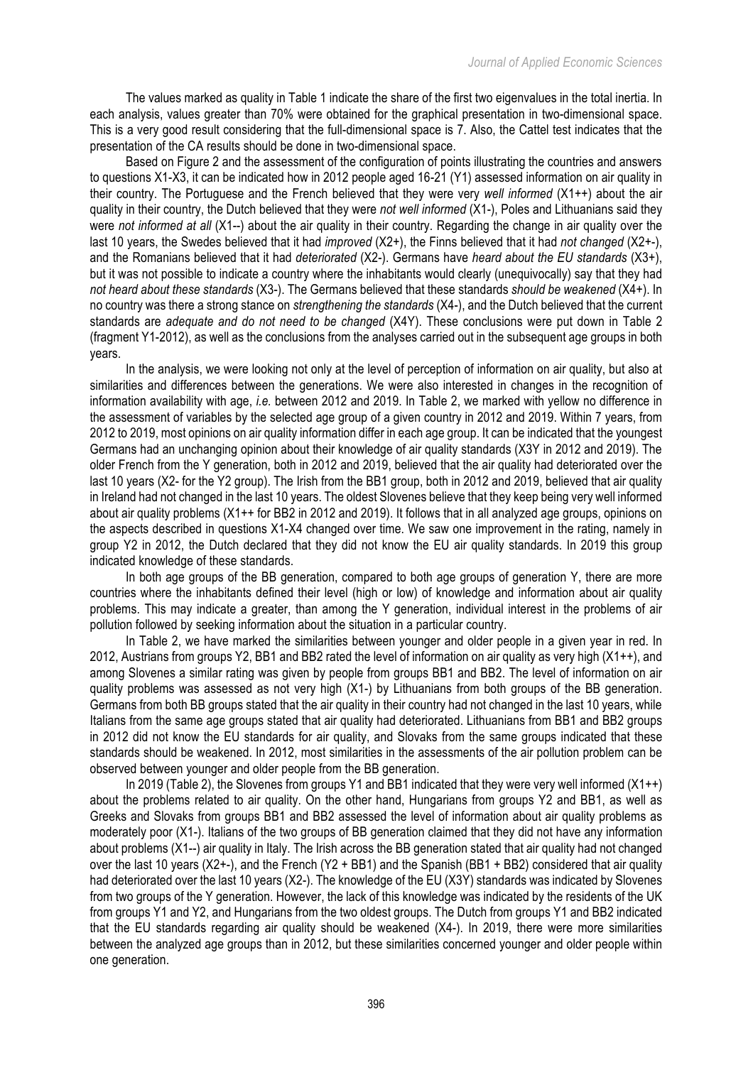The values marked as quality in Table 1 indicate the share of the first two eigenvalues in the total inertia. In each analysis, values greater than 70% were obtained for the graphical presentation in two-dimensional space. This is a very good result considering that the full-dimensional space is 7. Also, the Cattel test indicates that the presentation of the CA results should be done in two-dimensional space.

Based on Figure 2 and the assessment of the configuration of points illustrating the countries and answers to questions X1-X3, it can be indicated how in 2012 people aged 16-21 (Y1) assessed information on air quality in their country. The Portuguese and the French believed that they were very *well informed* (X1++) about the air quality in their country, the Dutch believed that they were *not well informed* (X1-), Poles and Lithuanians said they were *not informed at all* (X1--) about the air quality in their country. Regarding the change in air quality over the last 10 years, the Swedes believed that it had *improved* (X2+), the Finns believed that it had *not changed* (X2+-), and the Romanians believed that it had *deteriorated* (X2-). Germans have *heard about the EU standards* (X3+), but it was not possible to indicate a country where the inhabitants would clearly (unequivocally) say that they had *not heard about these standards* (X3-). The Germans believed that these standards *should be weakened* (X4+). In no country was there a strong stance on *strengthening the standards* (X4-), and the Dutch believed that the current standards are *adequate and do not need to be changed* (X4Y). These conclusions were put down in Table 2 (fragment Y1-2012), as well as the conclusions from the analyses carried out in the subsequent age groups in both years.

In the analysis, we were looking not only at the level of perception of information on air quality, but also at similarities and differences between the generations. We were also interested in changes in the recognition of information availability with age, *i.e.* between 2012 and 2019. In Table 2, we marked with yellow no difference in the assessment of variables by the selected age group of a given country in 2012 and 2019. Within 7 years, from 2012 to 2019, most opinions on air quality information differ in each age group. It can be indicated that the youngest Germans had an unchanging opinion about their knowledge of air quality standards (X3Y in 2012 and 2019). The older French from the Y generation, both in 2012 and 2019, believed that the air quality had deteriorated over the last 10 years (X2- for the Y2 group). The Irish from the BB1 group, both in 2012 and 2019, believed that air quality in Ireland had not changed in the last 10 years. The oldest Slovenes believe that they keep being very well informed about air quality problems (X1++ for BB2 in 2012 and 2019). It follows that in all analyzed age groups, opinions on the aspects described in questions X1-X4 changed over time. We saw one improvement in the rating, namely in group Y2 in 2012, the Dutch declared that they did not know the EU air quality standards. In 2019 this group indicated knowledge of these standards.

In both age groups of the BB generation, compared to both age groups of generation Y, there are more countries where the inhabitants defined their level (high or low) of knowledge and information about air quality problems. This may indicate a greater, than among the Y generation, individual interest in the problems of air pollution followed by seeking information about the situation in a particular country.

In Table 2, we have marked the similarities between younger and older people in a given year in red. In 2012, Austrians from groups Y2, BB1 and BB2 rated the level of information on air quality as very high (X1++), and among Slovenes a similar rating was given by people from groups BB1 and BB2. The level of information on air quality problems was assessed as not very high (X1-) by Lithuanians from both groups of the BB generation. Germans from both BB groups stated that the air quality in their country had not changed in the last 10 years, while Italians from the same age groups stated that air quality had deteriorated. Lithuanians from BB1 and BB2 groups in 2012 did not know the EU standards for air quality, and Slovaks from the same groups indicated that these standards should be weakened. In 2012, most similarities in the assessments of the air pollution problem can be observed between younger and older people from the BB generation.

In 2019 (Table 2), the Slovenes from groups Y1 and BB1 indicated that they were very well informed (X1++) about the problems related to air quality. On the other hand, Hungarians from groups Y2 and BB1, as well as Greeks and Slovaks from groups BB1 and BB2 assessed the level of information about air quality problems as moderately poor (X1-). Italians of the two groups of BB generation claimed that they did not have any information about problems (X1--) air quality in Italy. The Irish across the BB generation stated that air quality had not changed over the last 10 years (X2+-), and the French (Y2 + BB1) and the Spanish (BB1 + BB2) considered that air quality had deteriorated over the last 10 years (X2-). The knowledge of the EU (X3Y) standards was indicated by Slovenes from two groups of the Y generation. However, the lack of this knowledge was indicated by the residents of the UK from groups Y1 and Y2, and Hungarians from the two oldest groups. The Dutch from groups Y1 and BB2 indicated that the EU standards regarding air quality should be weakened (X4-). In 2019, there were more similarities between the analyzed age groups than in 2012, but these similarities concerned younger and older people within one generation.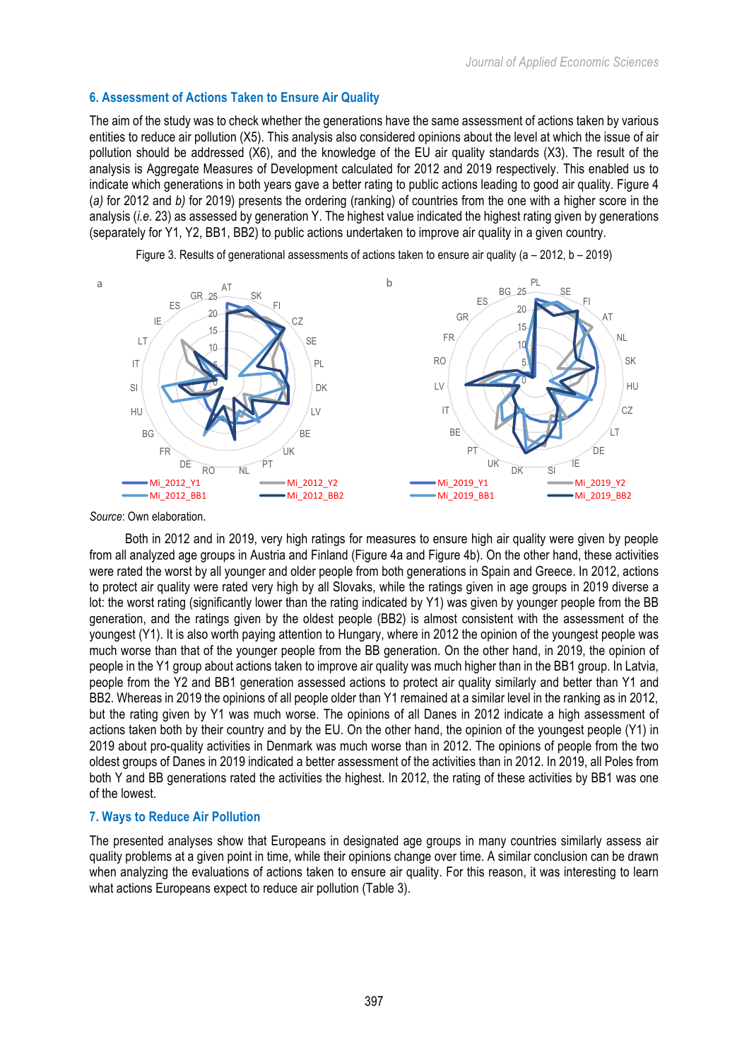## 6. Assessment of Actions Taken to Ensure Air Quality

The aim of the study was to check whether the generations have the same assessment of actions taken by various entities to reduce air pollution (X5). This analysis also considered opinions about the level at which the issue of air pollution should be addressed (X6), and the knowledge of the EU air quality standards (X3). The result of the analysis is Aggregate Measures of Development calculated for 2012 and 2019 respectively. This enabled us to indicate which generations in both years gave a better rating to public actions leading to good air quality. Figure 4 (*a)* for 2012 and *b)* for 2019) presents the ordering (ranking) of countries from the one with a higher score in the analysis (*i.e.* 23) as assessed by generation Y. The highest value indicated the highest rating given by generations (separately for Y1, Y2, BB1, BB2) to public actions undertaken to improve air quality in a given country.

Figure 3. Results of generational assessments of actions taken to ensure air quality (a – 2012, b – 2019)

*Source*: Own elaboration.

Both in 2012 and in 2019, very high ratings for measures to ensure high air quality were given by people from all analyzed age groups in Austria and Finland (Figure 4a and Figure 4b). On the other hand, these activities were rated the worst by all younger and older people from both generations in Spain and Greece. In 2012, actions to protect air quality were rated very high by all Slovaks, while the ratings given in age groups in 2019 diverse a lot: the worst rating (significantly lower than the rating indicated by Y1) was given by younger people from the BB generation, and the ratings given by the oldest people (BB2) is almost consistent with the assessment of the youngest (Y1). It is also worth paying attention to Hungary, where in 2012 the opinion of the youngest people was much worse than that of the younger people from the BB generation. On the other hand, in 2019, the opinion of people in the Y1 group about actions taken to improve air quality was much higher than in the BB1 group. In Latvia, people from the Y2 and BB1 generation assessed actions to protect air quality similarly and better than Y1 and BB2. Whereas in 2019 the opinions of all people older than Y1 remained at a similar level as in 2012, but the rating given by Y1 was much worse. The opinions of all Danes in 2012 indicate a high assessment of actions taken both by their country and by the EU. On the other hand, the opinion of the youngest people (Y1) in 2019 about pro-quality activities in Denmark was much worse than in 2012. The opinions of people from the two oldest groups of Danes in 2019 indicated a better assessment of the activities than in 2012. In 2019, all Poles from both Y and BB generations rated the activities the highest. In 2012, the rating of these activities by BB1 was one of the lowest.

## 7. Ways to Reduce Air Pollution

The presented analyses show that Europeans in designated age groups in many countries similarly assess air quality problems at a given point in time, while their opinions change over time. A similar conclusion can be drawn when analyzing the evaluations of actions taken to ensure air quality. For this reason, it was interesting to learn what actions Europeans expect to reduce air pollution (Table 3).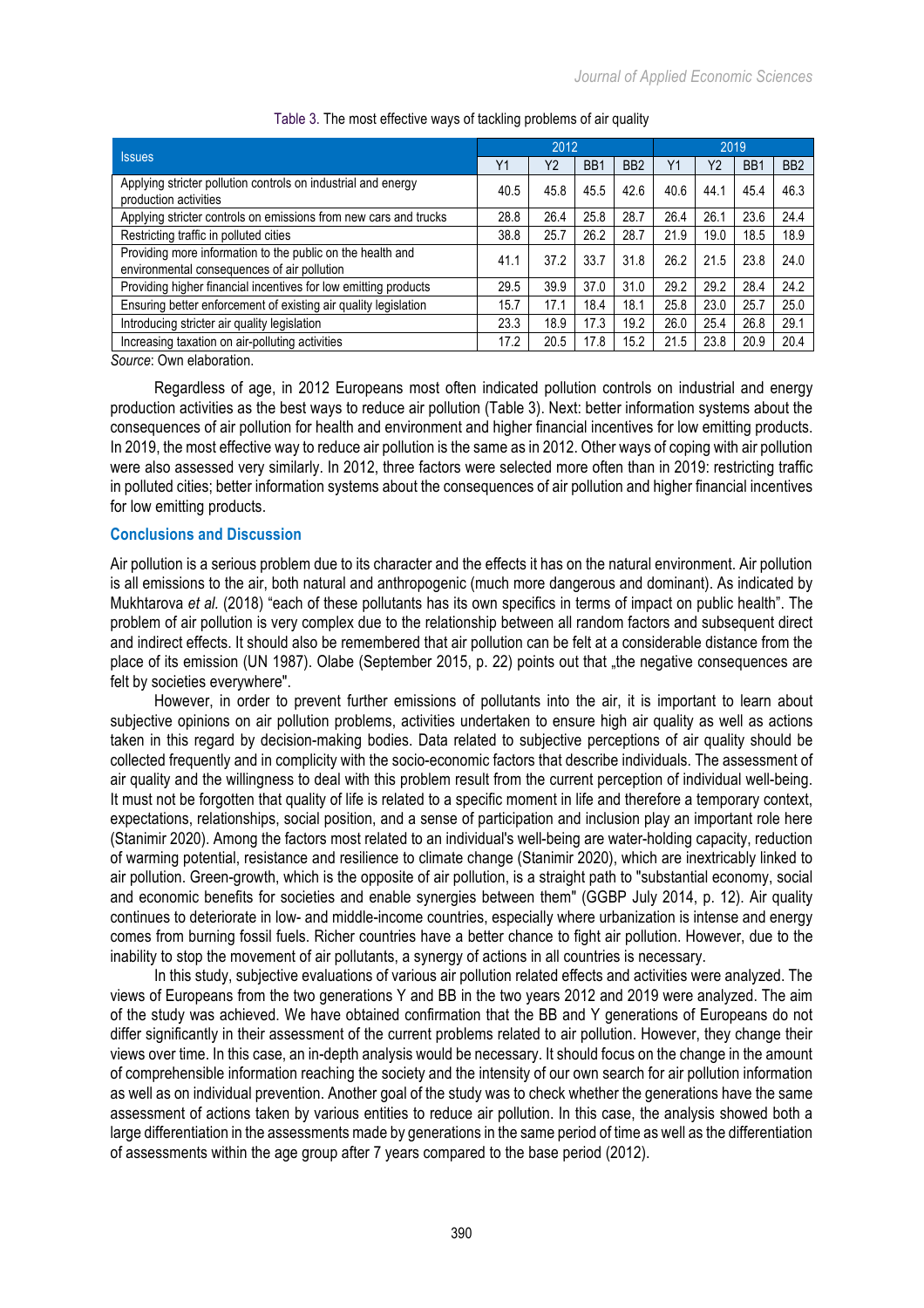Table 3. The most effective ways of tackling problems of air quality

| Issues | 2012 | | | | 2019 | | | |
|---|---|---|---|---|---|---|---|---|
| | Y1 | Y2 | BB1 | BB2 | Y1 | Y2 | BB1 | BB2 |
| Applying stricter pollution controls on industrial and energy production activities | 40.5 | 45.8 | 45.5 | 42.6 | 40.6 | 44.1 | 45.4 | 46.3 |
| Applying stricter controls on emissions from new cars and trucks | 28.8 | 26.4 | 25.8 | 28.7 | 26.4 | 26.1 | 23.6 | 24.4 |
| Restricting traffic in polluted cities | 38.8 | 25.7 | 26.2 | 28.7 | 21.9 | 19.0 | 18.5 | 18.9 |
| Providing more information to the public on the health and environmental consequences of air pollution | 41.1 | 37.2 | 33.7 | 31.8 | 26.2 | 21.5 | 23.8 | 24.0 |
| Providing higher financial incentives for low emitting products | 29.5 | 39.9 | 37.0 | 31.0 | 29.2 | 29.2 | 28.4 | 24.2 |
| Ensuring better enforcement of existing air quality legislation | 15.7 | 17.1 | 18.4 | 18.1 | 25.8 | 23.0 | 25.7 | 25.0 |
| Introducing stricter air quality legislation | 23.3 | 18.9 | 17.3 | 19.2 | 26.0 | 25.4 | 26.8 | 29.1 |
| Increasing taxation on air-polluting activities | 17.2 | 20.5 | 17.8 | 15.2 | 21.5 | 23.8 | 20.9 | 20.4 |

*Source*: Own elaboration.

Regardless of age, in 2012 Europeans most often indicated pollution controls on industrial and energy production activities as the best ways to reduce air pollution (Table 3). Next: better information systems about the consequences of air pollution for health and environment and higher financial incentives for low emitting products. In 2019, the most effective way to reduce air pollution is the same as in 2012. Other ways of coping with air pollution were also assessed very similarly. In 2012, three factors were selected more often than in 2019: restricting traffic in polluted cities; better information systems about the consequences of air pollution and higher financial incentives for low emitting products.

## Conclusions and Discussion

Air pollution is a serious problem due to its character and the effects it has on the natural environment. Air pollution is all emissions to the air, both natural and anthropogenic (much more dangerous and dominant). As indicated by Mukhtarova *et al.* (2018) "each of these pollutants has its own specifics in terms of impact on public health". The problem of air pollution is very complex due to the relationship between all random factors and subsequent direct and indirect effects. It should also be remembered that air pollution can be felt at a considerable distance from the place of its emission (UN 1987). Olabe (September 2015, p. 22) points out that „the negative consequences are felt by societies everywhere".

However, in order to prevent further emissions of pollutants into the air, it is important to learn about subjective opinions on air pollution problems, activities undertaken to ensure high air quality as well as actions taken in this regard by decision-making bodies. Data related to subjective perceptions of air quality should be collected frequently and in complicity with the socio-economic factors that describe individuals. The assessment of air quality and the willingness to deal with this problem result from the current perception of individual well-being. It must not be forgotten that quality of life is related to a specific moment in life and therefore a temporary context, expectations, relationships, social position, and a sense of participation and inclusion play an important role here (Stanimir 2020). Among the factors most related to an individual's well-being are water-holding capacity, reduction of warming potential, resistance and resilience to climate change (Stanimir 2020), which are inextricably linked to air pollution. Green-growth, which is the opposite of air pollution, is a straight path to "substantial economy, social and economic benefits for societies and enable synergies between them" (GGBP July 2014, p. 12). Air quality continues to deteriorate in low- and middle-income countries, especially where urbanization is intense and energy comes from burning fossil fuels. Richer countries have a better chance to fight air pollution. However, due to the inability to stop the movement of air pollutants, a synergy of actions in all countries is necessary.

In this study, subjective evaluations of various air pollution related effects and activities were analyzed. The views of Europeans from the two generations Y and BB in the two years 2012 and 2019 were analyzed. The aim of the study was achieved. We have obtained confirmation that the BB and Y generations of Europeans do not differ significantly in their assessment of the current problems related to air pollution. However, they change their views over time. In this case, an in-depth analysis would be necessary. It should focus on the change in the amount of comprehensible information reaching the society and the intensity of our own search for air pollution information as well as on individual prevention. Another goal of the study was to check whether the generations have the same assessment of actions taken by various entities to reduce air pollution. In this case, the analysis showed both a large differentiation in the assessments made by generations in the same period of time as well as the differentiation of assessments within the age group after 7 years compared to the base period (2012).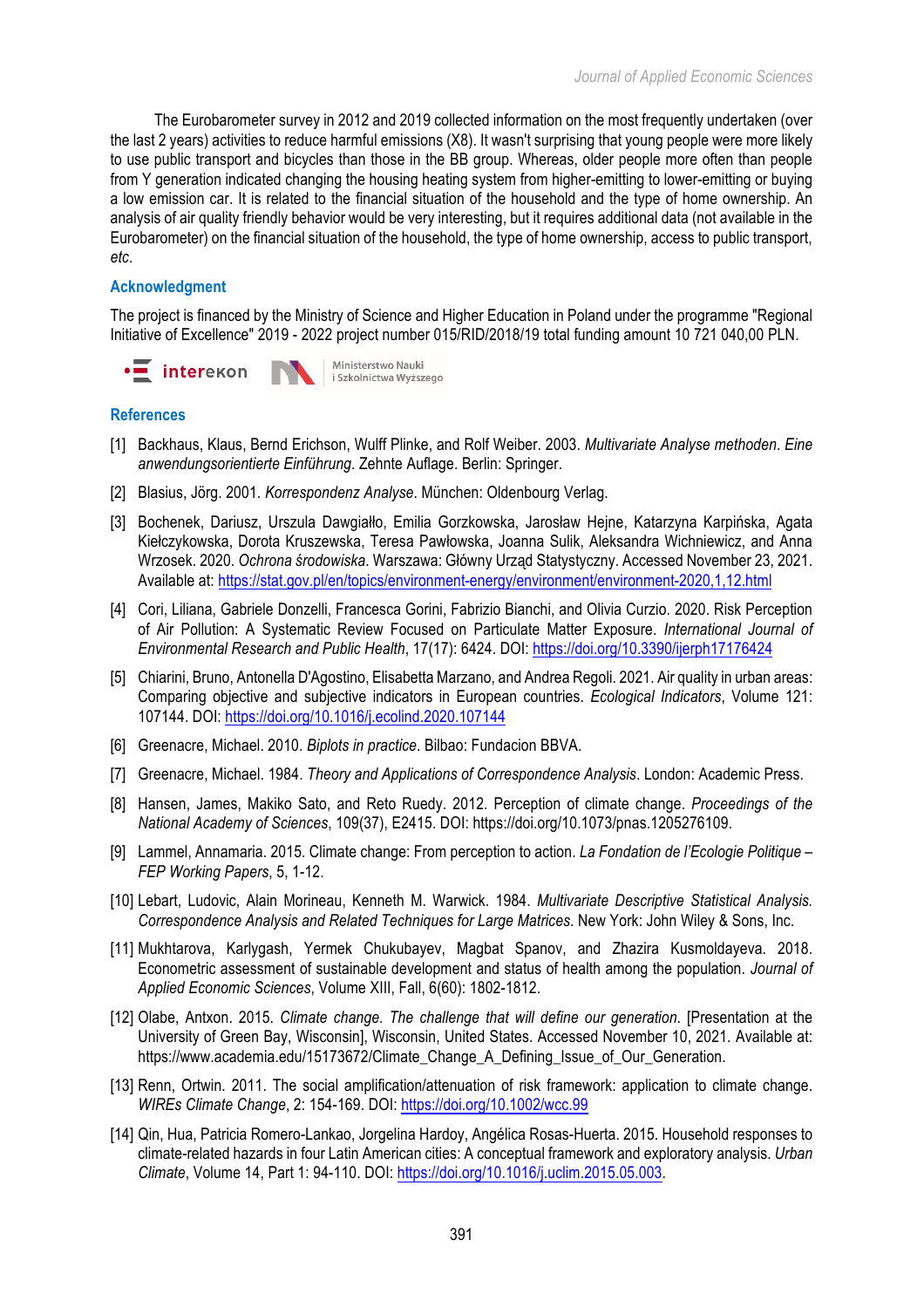The Eurobarometer survey in 2012 and 2019 collected information on the most frequently undertaken (over the last 2 years) activities to reduce harmful emissions (X8). It wasn't surprising that young people were more likely to use public transport and bicycles than those in the BB group. Whereas, older people more often than people from Y generation indicated changing the housing heating system from higher-emitting to lower-emitting or buying a low emission car. It is related to the financial situation of the household and the type of home ownership. An analysis of air quality friendly behavior would be very interesting, but it requires additional data (not available in the Eurobarometer) on the financial situation of the household, the type of home ownership, access to public transport, *etc*.

## Acknowledgment

The project is financed by the Ministry of Science and Higher Education in Poland under the programme "Regional Initiative of Excellence" 2019 - 2022 project number 015/RID/2018/19 total funding amount 10 721 040,00 PLN.

interekon   Ministerstwo Nauki i Szkolnictwa Wyższego

## References

[1] Backhaus, Klaus, Bernd Erichson, Wulff Plinke, and Rolf Weiber. 2003. *Multivariate Analyse methoden*. *Eine anwendungsorientierte Einführung*. Zehnte Auflage. Berlin: Springer.

[2] Blasius, Jörg. 2001. *Korrespondenz Analyse*. München: Oldenbourg Verlag.

[3] Bochenek, Dariusz, Urszula Dawgiałło, Emilia Gorzkowska, Jarosław Hejne, Katarzyna Karpińska, Agata Kiełczykowska, Dorota Kruszewska, Teresa Pawłowska, Joanna Sulik, Aleksandra Wichniewicz, and Anna Wrzosek. 2020. *Ochrona środowiska*. Warszawa: Główny Urząd Statystyczny. Accessed November 23, 2021. Available at: https://stat.gov.pl/en/topics/environment-energy/environment/environment-2020,1,12.html

[4] Cori, Liliana, Gabriele Donzelli, Francesca Gorini, Fabrizio Bianchi, and Olivia Curzio. 2020. Risk Perception of Air Pollution: A Systematic Review Focused on Particulate Matter Exposure. *International Journal of Environmental Research and Public Health*, 17(17): 6424. DOI: https://doi.org/10.3390/ijerph17176424

[5] Chiarini, Bruno, Antonella D'Agostino, Elisabetta Marzano, and Andrea Regoli. 2021. Air quality in urban areas: Comparing objective and subjective indicators in European countries. *Ecological Indicators*, Volume 121: 107144. DOI: https://doi.org/10.1016/j.ecolind.2020.107144

[6] Greenacre, Michael. 2010. *Biplots in practice*. Bilbao: Fundacion BBVA.

[7] Greenacre, Michael. 1984. *Theory and Applications of Correspondence Analysis*. London: Academic Press.

[8] Hansen, James, Makiko Sato, and Reto Ruedy. 2012. Perception of climate change. *Proceedings of the National Academy of Sciences*, 109(37), E2415. DOI: https://doi.org/10.1073/pnas.1205276109.

[9] Lammel, Annamaria. 2015. Climate change: From perception to action. *La Fondation de l'Ecologie Politique – FEP Working Papers*, 5, 1-12.

[10] Lebart, Ludovic, Alain Morineau, Kenneth M. Warwick. 1984. *Multivariate Descriptive Statistical Analysis. Correspondence Analysis and Related Techniques for Large Matrices*. New York: John Wiley & Sons, Inc.

[11] Mukhtarova, Karlygash, Yermek Chukubayev, Magbat Spanov, and Zhazira Kusmoldayeva. 2018. Econometric assessment of sustainable development and status of health among the population. *Journal of Applied Economic Sciences*, Volume XIII, Fall, 6(60): 1802-1812.

[12] Olabe, Antxon. 2015. *Climate change. The challenge that will define our generation*. [Presentation at the University of Green Bay, Wisconsin], Wisconsin, United States. Accessed November 10, 2021. Available at: https://www.academia.edu/15173672/Climate_Change_A_Defining_Issue_of_Our_Generation.

[13] Renn, Ortwin. 2011. The social amplification/attenuation of risk framework: application to climate change. *WIREs Climate Change*, 2: 154-169. DOI: https://doi.org/10.1002/wcc.99

[14] Qin, Hua, Patricia Romero-Lankao, Jorgelina Hardoy, Angélica Rosas-Huerta. 2015. Household responses to climate-related hazards in four Latin American cities: A conceptual framework and exploratory analysis. *Urban Climate*, Volume 14, Part 1: 94-110. DOI: https://doi.org/10.1016/j.uclim.2015.05.003.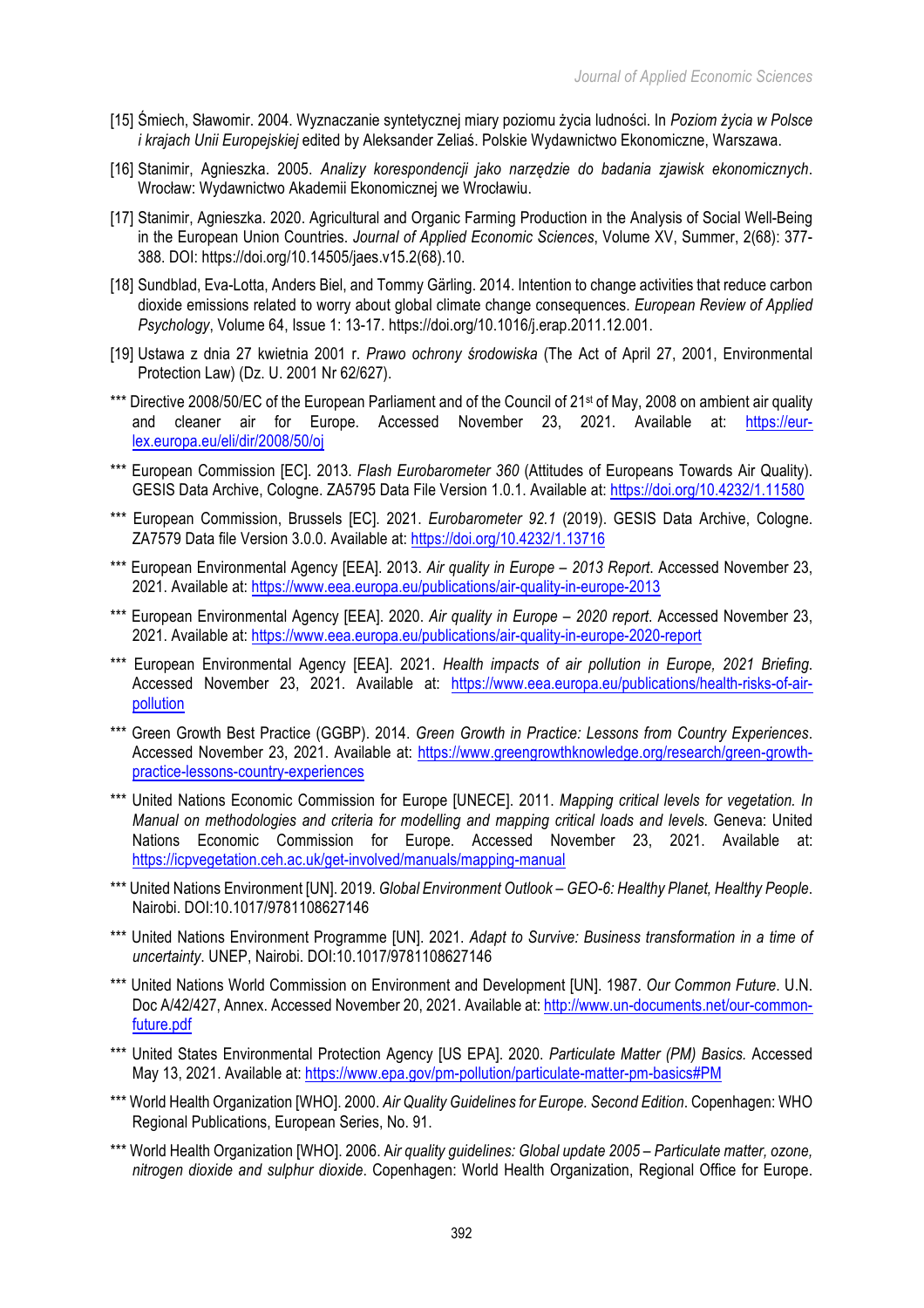[15] Śmiech, Sławomir. 2004. Wyznaczanie syntetycznej miary poziomu życia ludności. In *Poziom życia w Polsce i krajach Unii Europejskiej* edited by Aleksander Zeliaś. Polskie Wydawnictwo Ekonomiczne, Warszawa.

[16] Stanimir, Agnieszka. 2005. *Analizy korespondencji jako narzędzie do badania zjawisk ekonomicznych*. Wrocław: Wydawnictwo Akademii Ekonomicznej we Wrocławiu.

[17] Stanimir, Agnieszka. 2020. Agricultural and Organic Farming Production in the Analysis of Social Well-Being in the European Union Countries. *Journal of Applied Economic Sciences*, Volume XV, Summer, 2(68): 377-388. DOI: https://doi.org/10.14505/jaes.v15.2(68).10.

[18] Sundblad, Eva-Lotta, Anders Biel, and Tommy Gärling. 2014. Intention to change activities that reduce carbon dioxide emissions related to worry about global climate change consequences. *European Review of Applied Psychology*, Volume 64, Issue 1: 13-17. https://doi.org/10.1016/j.erap.2011.12.001.

[19] Ustawa z dnia 27 kwietnia 2001 r. *Prawo ochrony środowiska* (The Act of April 27, 2001, Environmental Protection Law) (Dz. U. 2001 Nr 62/627).

*** Directive 2008/50/EC of the European Parliament and of the Council of 21st of May, 2008 on ambient air quality and cleaner air for Europe. Accessed November 23, 2021. Available at: https://eur-lex.europa.eu/eli/dir/2008/50/oj

*** European Commission [EC]. 2013. *Flash Eurobarometer 360* (Attitudes of Europeans Towards Air Quality). GESIS Data Archive, Cologne. ZA5795 Data File Version 1.0.1. Available at: https://doi.org/10.4232/1.11580

*** European Commission, Brussels [EC]. 2021. *Eurobarometer 92.1* (2019). GESIS Data Archive, Cologne. ZA7579 Data file Version 3.0.0. Available at: https://doi.org/10.4232/1.13716

*** European Environmental Agency [EEA]. 2013. *Air quality in Europe – 2013 Report*. Accessed November 23, 2021. Available at: https://www.eea.europa.eu/publications/air-quality-in-europe-2013

*** European Environmental Agency [EEA]. 2020. *Air quality in Europe – 2020 report*. Accessed November 23, 2021. Available at: https://www.eea.europa.eu/publications/air-quality-in-europe-2020-report

*** European Environmental Agency [EEA]. 2021. *Health impacts of air pollution in Europe, 2021 Briefing*. Accessed November 23, 2021. Available at: https://www.eea.europa.eu/publications/health-risks-of-air-pollution

*** Green Growth Best Practice (GGBP). 2014. *Green Growth in Practice: Lessons from Country Experiences*. Accessed November 23, 2021. Available at: https://www.greengrowthknowledge.org/research/green-growth-practice-lessons-country-experiences

*** United Nations Economic Commission for Europe [UNECE]. 2011. *Mapping critical levels for vegetation. In Manual on methodologies and criteria for modelling and mapping critical loads and levels.* Geneva: United Nations Economic Commission for Europe. Accessed November 23, 2021. Available at: https://icpvegetation.ceh.ac.uk/get-involved/manuals/mapping-manual

*** United Nations Environment [UN]. 2019. *Global Environment Outlook – GEO-6: Healthy Planet, Healthy People*. Nairobi. DOI:10.1017/9781108627146

*** United Nations Environment Programme [UN]. 2021. *Adapt to Survive: Business transformation in a time of uncertainty*. UNEP, Nairobi. DOI:10.1017/9781108627146

*** United Nations World Commission on Environment and Development [UN]. 1987. *Our Common Future*. U.N. Doc A/42/427, Annex. Accessed November 20, 2021. Available at: http://www.un-documents.net/our-common-future.pdf

*** United States Environmental Protection Agency [US EPA]. 2020. *Particulate Matter (PM) Basics.* Accessed May 13, 2021. Available at: https://www.epa.gov/pm-pollution/particulate-matter-pm-basics#PM

*** World Health Organization [WHO]. 2000. *Air Quality Guidelines for Europe. Second Edition*. Copenhagen: WHO Regional Publications, European Series, No. 91.

*** World Health Organization [WHO]. 2006. A*ir quality guidelines: Global update 2005 – Particulate matter, ozone, nitrogen dioxide and sulphur dioxide*. Copenhagen: World Health Organization, Regional Office for Europe.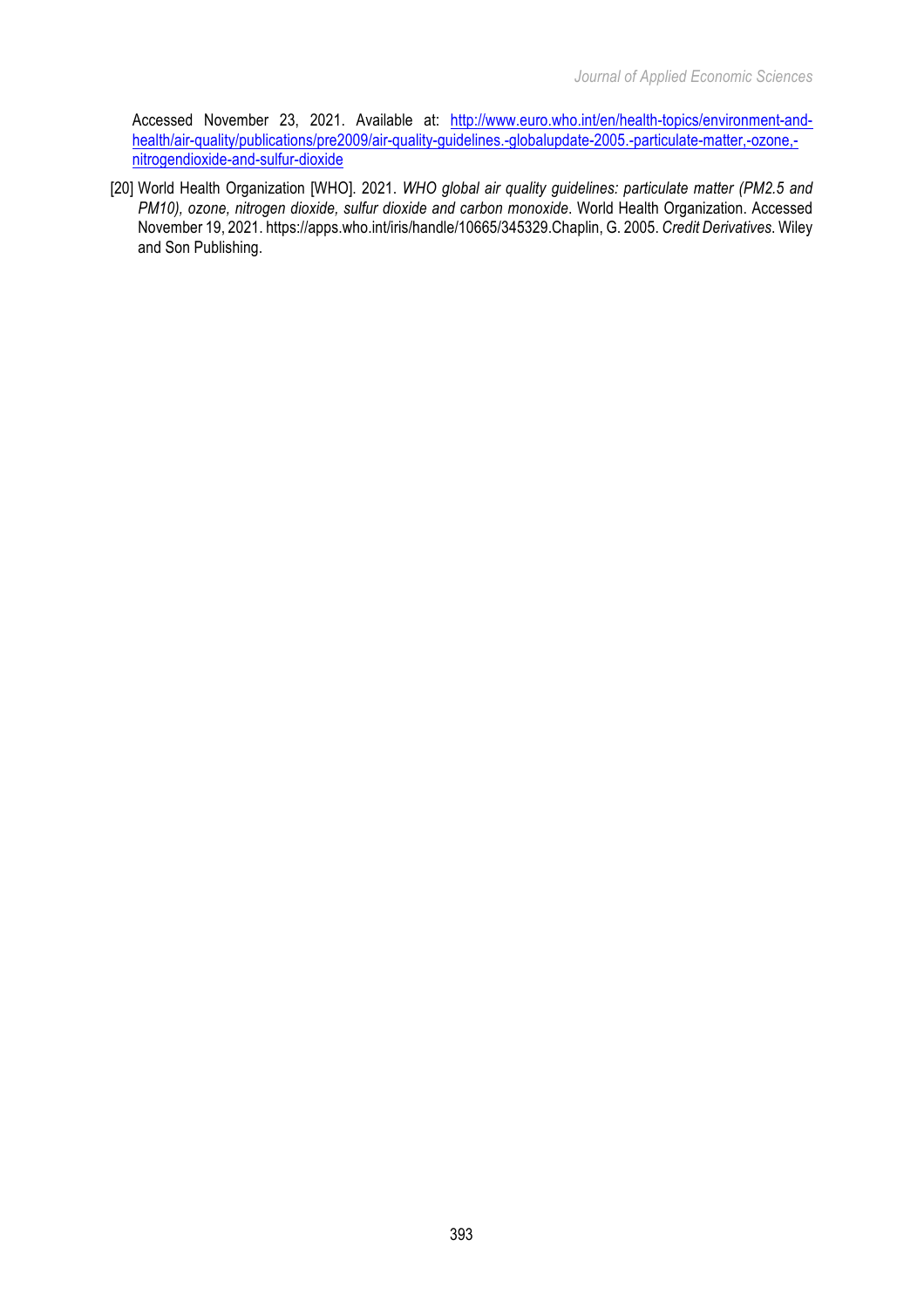Accessed November 23, 2021. Available at: [http://www.euro.who.int/en/health-topics/environment-and-health/air-quality/publications/pre2009/air-quality-guidelines.-globalupdate-2005.-particulate-matter,-ozone,-nitrogendioxide-and-sulfur-dioxide](http://www.euro.who.int/en/health-topics/environment-and-health/air-quality/publications/pre2009/air-quality-guidelines.-globalupdate-2005.-particulate-matter,-ozone,-nitrogendioxide-and-sulfur-dioxide)

[20] World Health Organization [WHO]. 2021. *WHO global air quality guidelines: particulate matter (PM2.5 and PM10), ozone, nitrogen dioxide, sulfur dioxide and carbon monoxide*. World Health Organization. Accessed November 19, 2021. https://apps.who.int/iris/handle/10665/345329.Chaplin, G. 2005. *Credit Derivatives*. Wiley and Son Publishing.